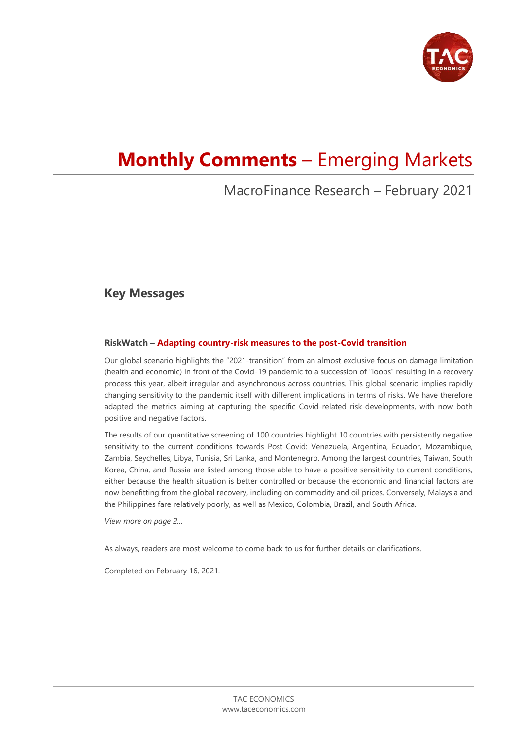# **Monthly Comments** – Emerging Markets

## MacroFinance Research – February 2021

## Key Messages

### RiskWatch – Adapting country-risk measures to the post-Covid transition

Our global scenario highlights the "2021-transition" from an almost exclusive focus on damage limitation (health and economic) in front of the Covid-19 pandemic to a succession of "loops" resulting in a recovery process this year, albeit irregular and asynchronous across countries. This global scenario implies rapidly changing sensitivity to the pandemic itself with different implications in terms of risks. We have therefore adapted the metrics aiming at capturing the specific Covid-related risk-developments, with now both positive and negative factors.

The results of our quantitative screening of 100 countries highlight 10 countries with persistently negative sensitivity to the current conditions towards Post-Covid: Venezuela, Argentina, Ecuador, Mozambique, Zambia, Seychelles, Libya, Tunisia, Sri Lanka, and Montenegro. Among the largest countries, Taiwan, South Korea, China, and Russia are listed among those able to have a positive sensitivity to current conditions, either because the health situation is better controlled or because the economic and financial factors are now benefitting from the global recovery, including on commodity and oil prices. Conversely, Malaysia and the Philippines fare relatively poorly, as well as Mexico, Colombia, Brazil, and South Africa.

*View more on page 2…*

As always, readers are most welcome to come back to us for further details or clarifications.

Completed on February 16, 2021.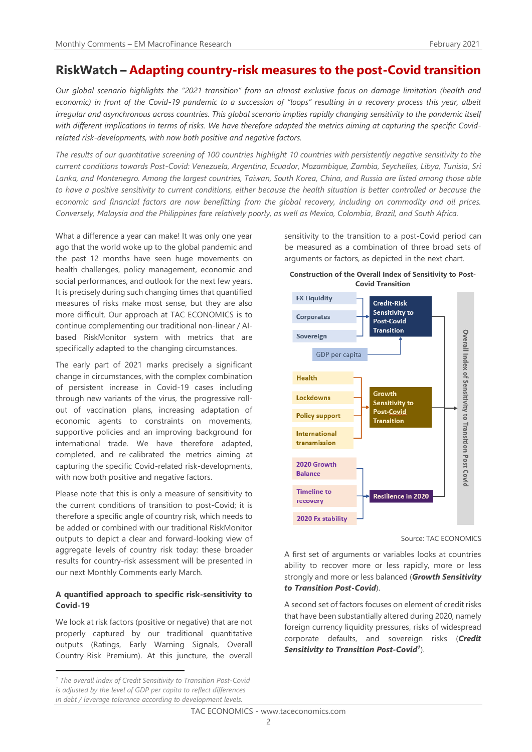# RiskWatch – Adapting country-risk measures to the post-Covid transition

*Our global scenario highlights the "2021-transition" from an almost exclusive focus on damage limitation (health and economic) in front of the Covid-19 pandemic to a succession of "loops" resulting in a recovery process this year, albeit irregular and asynchronous across countries. This global scenario implies rapidly changing sensitivity to the pandemic itself with different implications in terms of risks. We have therefore adapted the metrics aiming at capturing the specific Covid-related risk-developments, with now both positive and negative factors.*

*The results of our quantitative screening of 100 countries highlight 10 countries with persistently negative sensitivity to the current conditions towards Post-Covid: Venezuela, Argentina, Ecuador, Mozambique, Zambia, Seychelles, Libya, Tunisia, Sri Lanka, and Montenegro. Among the largest countries, Taiwan, South Korea, China, and Russia are listed among those able to have a positive sensitivity to current conditions, either because the health situation is better controlled or because the economic and financial factors are now benefitting from the global recovery, including on commodity and oil prices. Conversely, Malaysia and the Philippines fare relatively poorly, as well as Mexico, Colombia, Brazil, and South Africa.*

What a difference a year can make! It was only one year ago that the world woke up to the global pandemic and the past 12 months have seen huge movements on health challenges, policy management, economic and social performances, and outlook for the next few years. It is precisely during such changing times that quantified measures of risks make most sense, but they are also more difficult. Our approach at TAC ECONOMICS is to continue complementing our traditional non-linear / AI-based RiskMonitor system with metrics that are specifically adapted to the changing circumstances.

The early part of 2021 marks precisely a significant change in circumstances, with the complex combination of persistent increase in Covid-19 cases including through new variants of the virus, the progressive roll-out of vaccination plans, increasing adaptation of economic agents to constraints on movements, supportive policies and an improving background for international trade. We have therefore adapted, completed, and re-calibrated the metrics aiming at capturing the specific Covid-related risk-developments, with now both positive and negative factors.

Please note that this is only a measure of sensitivity to the current conditions of transition to post-Covid; it is therefore a specific angle of country risk, which needs to be added or combined with our traditional RiskMonitor outputs to depict a clear and forward-looking view of aggregate levels of country risk today: these broader results for country-risk assessment will be presented in our next Monthly Comments early March.

### A quantified approach to specific risk-sensitivity to Covid-19

We look at risk factors (positive or negative) that are not properly captured by our traditional quantitative outputs (Ratings, Early Warning Signals, Overall Country-Risk Premium). At this juncture, the overall sensitivity to the transition to a post-Covid period can be measured as a combination of three broad sets of arguments or factors, as depicted in the next chart.

**Construction of the Overall Index of Sensitivity to Post-Covid Transition**

- FX Liquidity, Corporates, Sovereign (adjusted by GDP per capita) → Credit-Risk Sensitivity to Post-Covid Transition
- Health, Lockdowns, Policy support, International transmission → Growth Sensitivity to Post-Covid Transition
- 2020 Growth Balance, Timeline to recovery, 2020 Fx stability → Resilience in 2020
- → Overall Index of Sensitivity to Transition Post Covid

Source: TAC ECONOMICS

A first set of arguments or variables looks at countries ability to recover more or less rapidly, more or less strongly and more or less balanced (***Growth Sensitivity to Transition Post-Covid***).

A second set of factors focuses on element of credit risks that have been substantially altered during 2020, namely foreign currency liquidity pressures, risks of widespread corporate defaults, and sovereign risks (***Credit Sensitivity to Transition Post-Covid***[1]).

[1] *The overall index of Credit Sensitivity to Transition Post-Covid is adjusted by the level of GDP per capita to reflect differences in debt / leverage tolerance according to development levels.*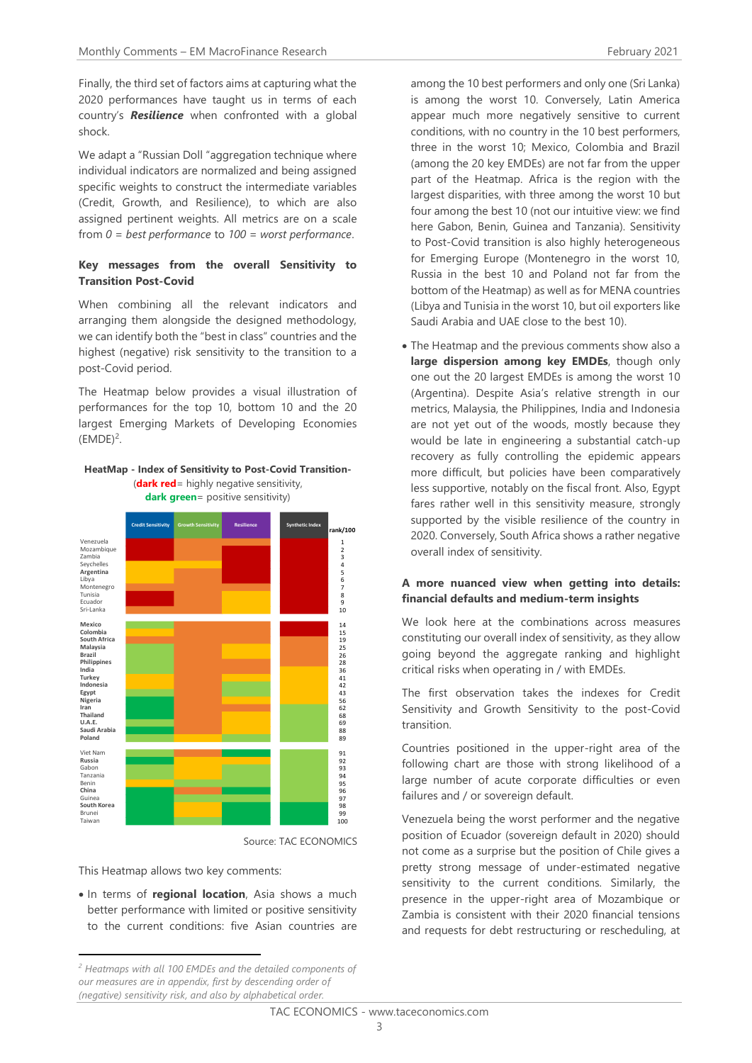Finally, the third set of factors aims at capturing what the 2020 performances have taught us in terms of each country's ***Resilience*** when confronted with a global shock.

We adapt a "Russian Doll "aggregation technique where individual indicators are normalized and being assigned specific weights to construct the intermediate variables (Credit, Growth, and Resilience), to which are also assigned pertinent weights. All metrics are on a scale from *0 = best performance* to *100 = worst performance*.

### Key messages from the overall Sensitivity to Transition Post-Covid

When combining all the relevant indicators and arranging them alongside the designed methodology, we can identify both the "best in class" countries and the highest (negative) risk sensitivity to the transition to a post-Covid period.

The Heatmap below provides a visual illustration of performances for the top 10, bottom 10 and the 20 largest Emerging Markets of Developing Economies (EMDE)[2].

**HeatMap - Index of Sensitivity to Post-Covid Transition-**
(**dark red**= highly negative sensitivity,
**dark green**= positive sensitivity)

Columns: Credit Sensitivity | Growth Sensitivity | Resilience | Synthetic Index

| Country | rank/100 |
|---|---|
| Venezuela | 1 |
| Mozambique | 2 |
| Zambia | 3 |
| Seychelles | 4 |
| **Argentina** | 5 |
| Libya | 6 |
| Montenegro | 7 |
| Tunisia | 8 |
| Ecuador | 9 |
| Sri-Lanka | 10 |
| **Mexico** | 14 |
| **Colombia** | 15 |
| **South Africa** | 19 |
| **Malaysia** | 25 |
| **Brazil** | 26 |
| **Philippines** | 28 |
| **India** | 36 |
| **Turkey** | 41 |
| **Indonesia** | 42 |
| **Egypt** | 43 |
| **Nigeria** | 56 |
| **Iran** | 62 |
| **Thailand** | 68 |
| **U.A.E.** | 69 |
| **Saudi Arabia** | 88 |
| **Poland** | 89 |
| Viet Nam | 91 |
| **Russia** | 92 |
| Gabon | 93 |
| Tanzania | 94 |
| Benin | 95 |
| **China** | 96 |
| Guinea | 97 |
| **South Korea** | 98 |
| Brunei | 99 |
| Taiwan | 100 |

Source: TAC ECONOMICS

This Heatmap allows two key comments:

- In terms of **regional location**, Asia shows a much better performance with limited or positive sensitivity to the current conditions: five Asian countries are among the 10 best performers and only one (Sri Lanka) is among the worst 10. Conversely, Latin America appear much more negatively sensitive to current conditions, with no country in the 10 best performers, three in the worst 10; Mexico, Colombia and Brazil (among the 20 key EMDEs) are not far from the upper part of the Heatmap. Africa is the region with the largest disparities, with three among the worst 10 but four among the best 10 (not our intuitive view: we find here Gabon, Benin, Guinea and Tanzania). Sensitivity to Post-Covid transition is also highly heterogeneous for Emerging Europe (Montenegro in the worst 10, Russia in the best 10 and Poland not far from the bottom of the Heatmap) as well as for MENA countries (Libya and Tunisia in the worst 10, but oil exporters like Saudi Arabia and UAE close to the best 10).
- The Heatmap and the previous comments show also a **large dispersion among key EMDEs**, though only one out the 20 largest EMDEs is among the worst 10 (Argentina). Despite Asia's relative strength in our metrics, Malaysia, the Philippines, India and Indonesia are not yet out of the woods, mostly because they would be late in engineering a substantial catch-up recovery as fully controlling the epidemic appears more difficult, but policies have been comparatively less supportive, notably on the fiscal front. Also, Egypt fares rather well in this sensitivity measure, strongly supported by the visible resilience of the country in 2020. Conversely, South Africa shows a rather negative overall index of sensitivity.

### A more nuanced view when getting into details: financial defaults and medium-term insights

We look here at the combinations across measures constituting our overall index of sensitivity, as they allow going beyond the aggregate ranking and highlight critical risks when operating in / with EMDEs.

The first observation takes the indexes for Credit Sensitivity and Growth Sensitivity to the post-Covid transition.

Countries positioned in the upper-right area of the following chart are those with strong likelihood of a large number of acute corporate difficulties or even failures and / or sovereign default.

Venezuela being the worst performer and the negative position of Ecuador (sovereign default in 2020) should not come as a surprise but the position of Chile gives a pretty strong message of under-estimated negative sensitivity to the current conditions. Similarly, the presence in the upper-right area of Mozambique or Zambia is consistent with their 2020 financial tensions and requests for debt restructuring or rescheduling, at

---

[2] *Heatmaps with all 100 EMDEs and the detailed components of our measures are in appendix, first by descending order of (negative) sensitivity risk, and also by alphabetical order.*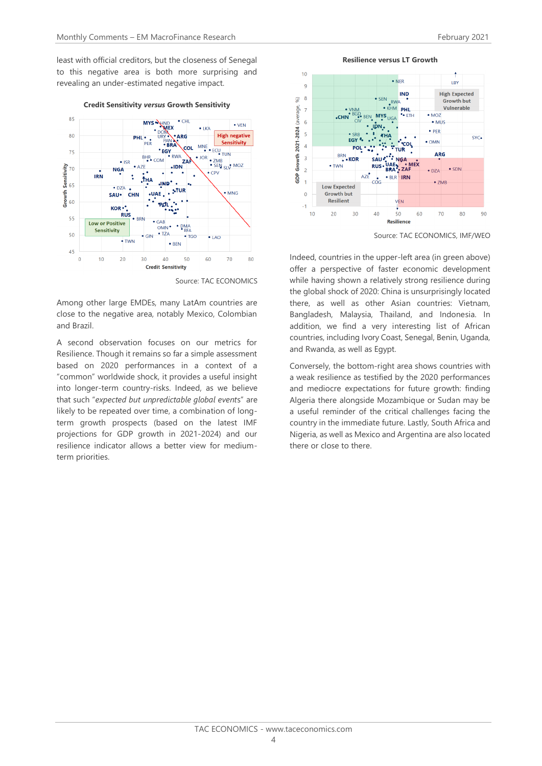least with official creditors, but the closeness of Senegal to this negative area is both more surprising and revealing an under-estimated negative impact.

**Credit Sensitivity *versus* Growth Sensitivity**

Source: TAC ECONOMICS

Among other large EMDEs, many LatAm countries are close to the negative area, notably Mexico, Colombian and Brazil.

A second observation focuses on our metrics for Resilience. Though it remains so far a simple assessment based on 2020 performances in a context of a "common" worldwide shock, it provides a useful insight into longer-term country-risks. Indeed, as we believe that such "*expected but unpredictable global events*" are likely to be repeated over time, a combination of long-term growth prospects (based on the latest IMF projections for GDP growth in 2021-2024) and our resilience indicator allows a better view for medium-term priorities.

**Resilience versus LT Growth**

Source: TAC ECONOMICS, IMF/WEO

Indeed, countries in the upper-left area (in green above) offer a perspective of faster economic development while having shown a relatively strong resilience during the global shock of 2020: China is unsurprisingly located there, as well as other Asian countries: Vietnam, Bangladesh, Malaysia, Thailand, and Indonesia. In addition, we find a very interesting list of African countries, including Ivory Coast, Senegal, Benin, Uganda, and Rwanda, as well as Egypt.

Conversely, the bottom-right area shows countries with a weak resilience as testified by the 2020 performances and mediocre expectations for future growth: finding Algeria there alongside Mozambique or Sudan may be a useful reminder of the critical challenges facing the country in the immediate future. Lastly, South Africa and Nigeria, as well as Mexico and Argentina are also located there or close to there.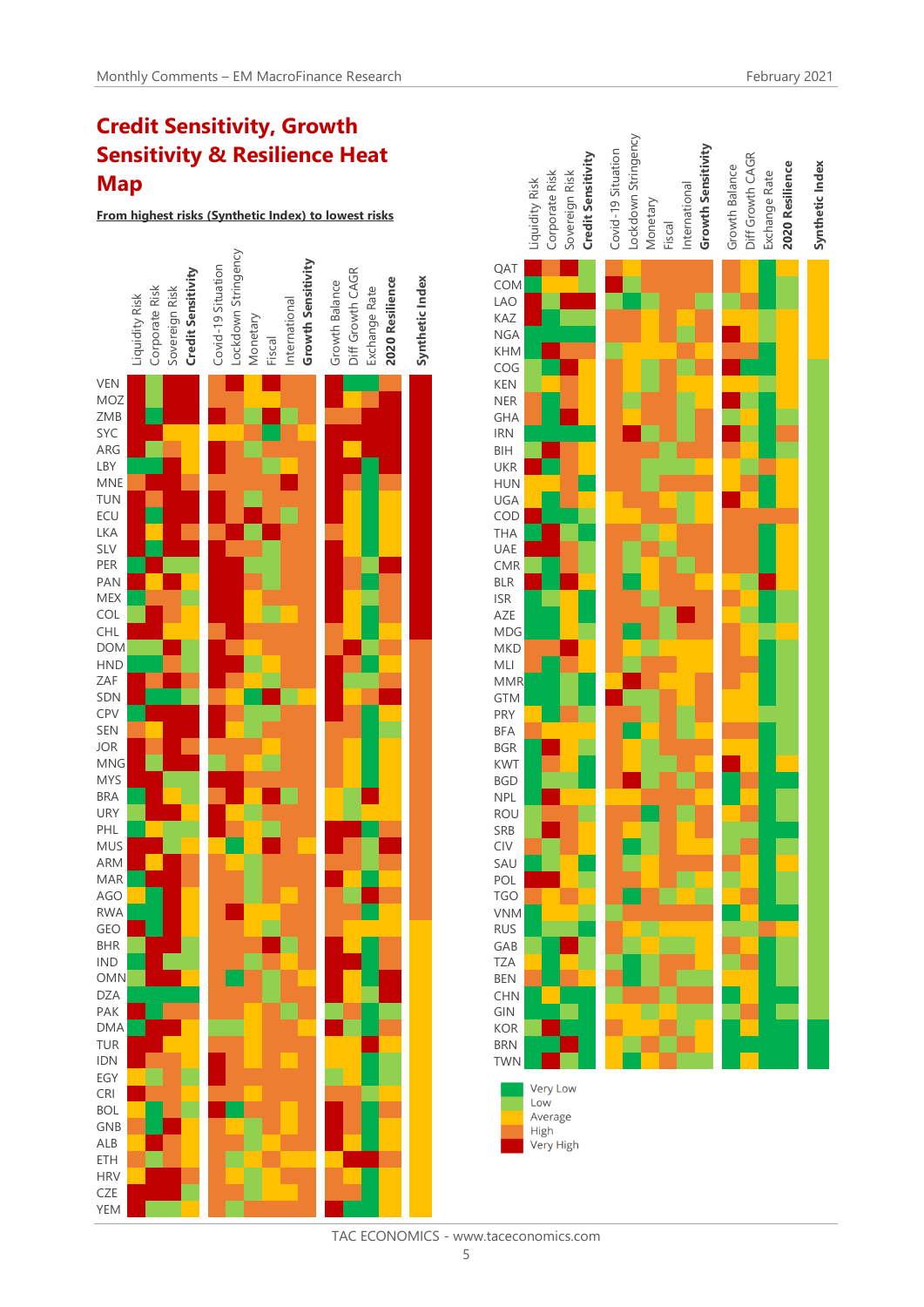# Credit Sensitivity, Growth Sensitivity & Resilience Heat Map

**From highest risks (Synthetic Index) to lowest risks**

Column headers: Liquidity Risk, Corporate Risk, Sovereign Risk, **Credit Sensitivity**, Covid-19 Situation, Lockdown Stringency, Monetary, Fiscal, International, **Growth Sensitivity**, Growth Balance, Diff Growth CAGR, Exchange Rate, **2020 Resilience**, **Synthetic Index**

Countries (left panel): VEN, MOZ, ZMB, SYC, ARG, LBY, MNE, TUN, ECU, LKA, SLV, PER, PAN, MEX, COL, CHL, DOM, HND, ZAF, SDN, CPV, SEN, JOR, MNG, MYS, BRA, URY, PHL, MUS, ARM, MAR, AGO, RWA, GEO, BHR, IND, OMN, DZA, PAK, DMA, TUR, IDN, EGY, CRI, BOL, GNB, ALB, ETH, HRV, CZE, YEM

Countries (right panel): QAT, COM, LAO, KAZ, NGA, KHM, COG, KEN, NER, GHA, IRN, BIH, UKR, HUN, UGA, COD, THA, UAE, CMR, BLR, ISR, AZE, MDG, MKD, MLI, MMR, GTM, PRY, BFA, BGR, KWT, BGD, NPL, ROU, SRB, CIV, SAU, POL, TGO, VNM, RUS, GAB, TZA, BEN, CHN, GIN, KOR, BRN, TWN

Legend: Very Low, Low, Average, High, Very High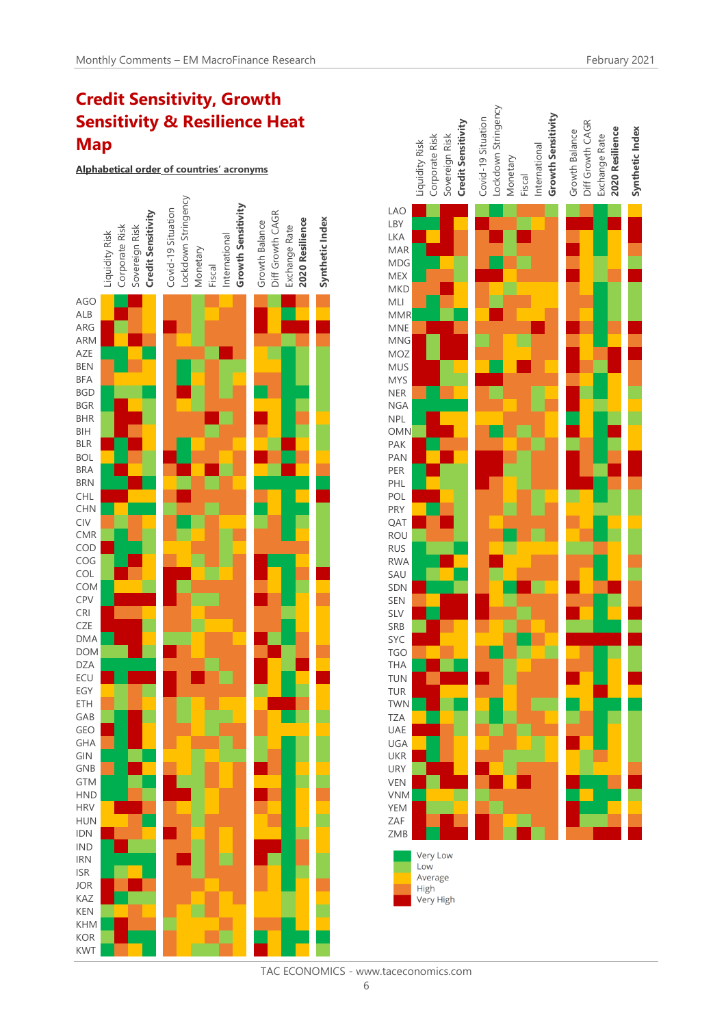## Credit Sensitivity, Growth Sensitivity & Resilience Heat Map

**Alphabetical order of countries' acronyms**

Columns: Liquidity Risk, Corporate Risk, Sovereign Risk, **Credit Sensitivity** | Covid-19 Situation, Lockdown Stringency, Monetary, Fiscal, International, **Growth Sensitivity** | Growth Balance, Diff Growth CAGR, Exchange Rate, **2020 Resilience** | **Synthetic Index**

Countries (left panel): AGO, ALB, ARG, ARM, AZE, BEN, BFA, BGD, BGR, BHR, BIH, BLR, BOL, BRA, BRN, CHL, CHN, CIV, CMR, COD, COG, COL, COM, CPV, CRI, CZE, DMA, DOM, DZA, ECU, EGY, ETH, GAB, GEO, GHA, GIN, GNB, GTM, HND, HRV, HUN, IDN, IND, IRN, ISR, JOR, KAZ, KEN, KHM, KOR, KWT

Countries (right panel): LAO, LBY, LKA, MAR, MDG, MEX, MKD, MLI, MMR, MNE, MNG, MOZ, MUS, MYS, NER, NGA, NPL, OMN, PAK, PAN, PER, PHL, POL, PRY, QAT, ROU, RUS, RWA, SAU, SDN, SEN, SLV, SRB, SYC, TGO, THA, TUN, TUR, TWN, TZA, UAE, UGA, UKR, URY, VEN, VNM, YEM, ZAF, ZMB

Legend:
- Very Low
- Low
- Average
- High
- Very High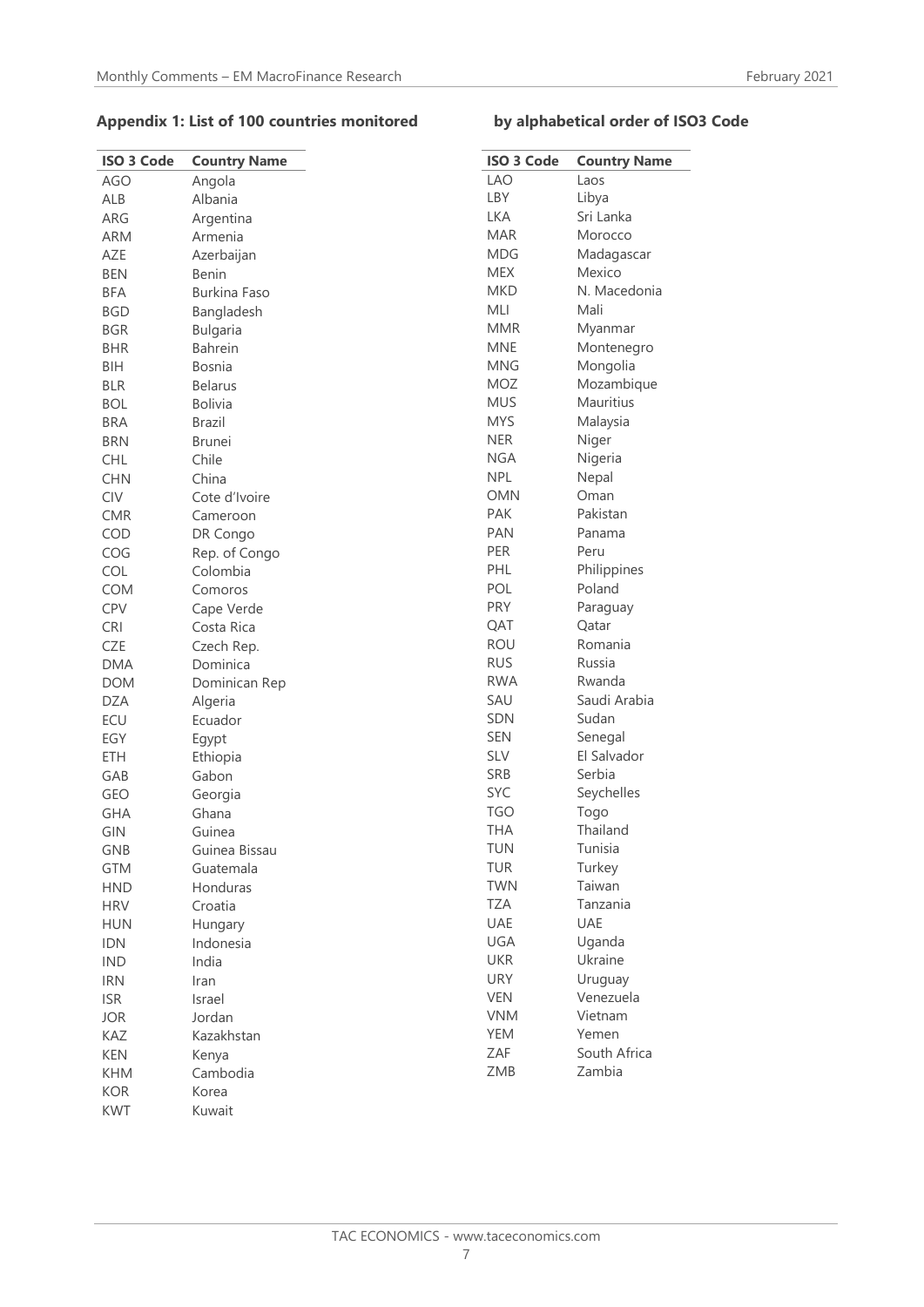### Appendix 1: List of 100 countries monitored by alphabetical order of ISO3 Code

| ISO 3 Code | Country Name |
|---|---|
| AGO | Angola |
| ALB | Albania |
| ARG | Argentina |
| ARM | Armenia |
| AZE | Azerbaijan |
| BEN | Benin |
| BFA | Burkina Faso |
| BGD | Bangladesh |
| BGR | Bulgaria |
| BHR | Bahrein |
| BIH | Bosnia |
| BLR | Belarus |
| BOL | Bolivia |
| BRA | Brazil |
| BRN | Brunei |
| CHL | Chile |
| CHN | China |
| CIV | Cote d'Ivoire |
| CMR | Cameroon |
| COD | DR Congo |
| COG | Rep. of Congo |
| COL | Colombia |
| COM | Comoros |
| CPV | Cape Verde |
| CRI | Costa Rica |
| CZE | Czech Rep. |
| DMA | Dominica |
| DOM | Dominican Rep |
| DZA | Algeria |
| ECU | Ecuador |
| EGY | Egypt |
| ETH | Ethiopia |
| GAB | Gabon |
| GEO | Georgia |
| GHA | Ghana |
| GIN | Guinea |
| GNB | Guinea Bissau |
| GTM | Guatemala |
| HND | Honduras |
| HRV | Croatia |
| HUN | Hungary |
| IDN | Indonesia |
| IND | India |
| IRN | Iran |
| ISR | Israel |
| JOR | Jordan |
| KAZ | Kazakhstan |
| KEN | Kenya |
| KHM | Cambodia |
| KOR | Korea |
| KWT | Kuwait |

| ISO 3 Code | Country Name |
|---|---|
| LAO | Laos |
| LBY | Libya |
| LKA | Sri Lanka |
| MAR | Morocco |
| MDG | Madagascar |
| MEX | Mexico |
| MKD | N. Macedonia |
| MLI | Mali |
| MMR | Myanmar |
| MNE | Montenegro |
| MNG | Mongolia |
| MOZ | Mozambique |
| MUS | Mauritius |
| MYS | Malaysia |
| NER | Niger |
| NGA | Nigeria |
| NPL | Nepal |
| OMN | Oman |
| PAK | Pakistan |
| PAN | Panama |
| PER | Peru |
| PHL | Philippines |
| POL | Poland |
| PRY | Paraguay |
| QAT | Qatar |
| ROU | Romania |
| RUS | Russia |
| RWA | Rwanda |
| SAU | Saudi Arabia |
| SDN | Sudan |
| SEN | Senegal |
| SLV | El Salvador |
| SRB | Serbia |
| SYC | Seychelles |
| TGO | Togo |
| THA | Thailand |
| TUN | Tunisia |
| TUR | Turkey |
| TWN | Taiwan |
| TZA | Tanzania |
| UAE | UAE |
| UGA | Uganda |
| UKR | Ukraine |
| URY | Uruguay |
| VEN | Venezuela |
| VNM | Vietnam |
| YEM | Yemen |
| ZAF | South Africa |
| ZMB | Zambia |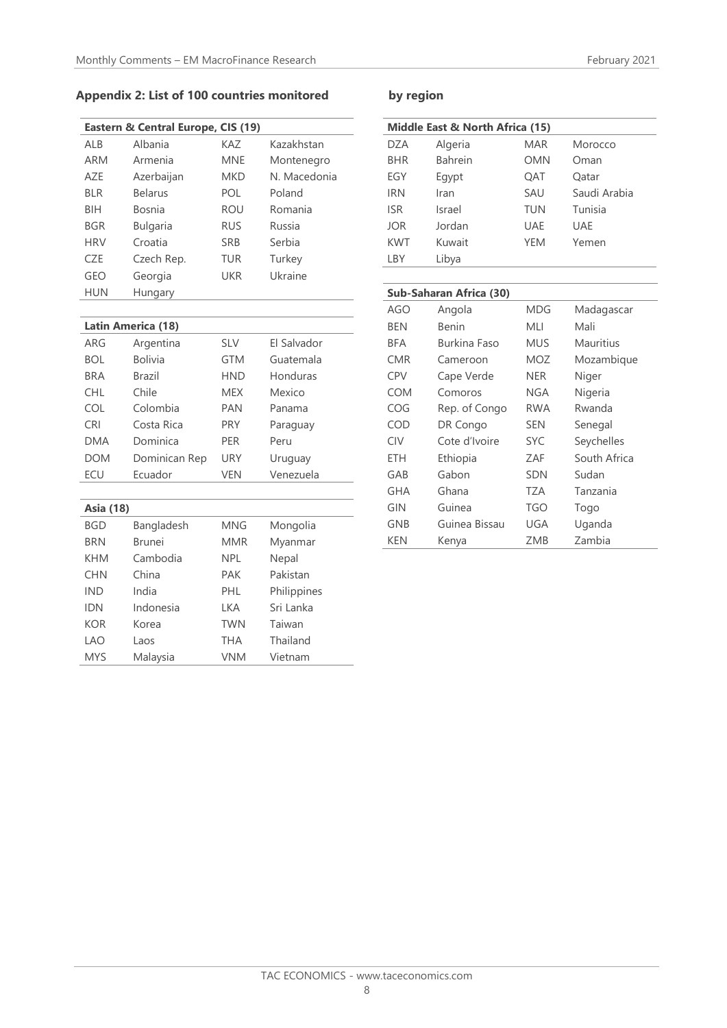## Appendix 2: List of 100 countries monitored by region

| Eastern & Central Europe, CIS (19) | | | |
|---|---|---|---|
| ALB | Albania | KAZ | Kazakhstan |
| ARM | Armenia | MNE | Montenegro |
| AZE | Azerbaijan | MKD | N. Macedonia |
| BLR | Belarus | POL | Poland |
| BIH | Bosnia | ROU | Romania |
| BGR | Bulgaria | RUS | Russia |
| HRV | Croatia | SRB | Serbia |
| CZE | Czech Rep. | TUR | Turkey |
| GEO | Georgia | UKR | Ukraine |
| HUN | Hungary | | |

| Latin America (18) | | | |
|---|---|---|---|
| ARG | Argentina | SLV | El Salvador |
| BOL | Bolivia | GTM | Guatemala |
| BRA | Brazil | HND | Honduras |
| CHL | Chile | MEX | Mexico |
| COL | Colombia | PAN | Panama |
| CRI | Costa Rica | PRY | Paraguay |
| DMA | Dominica | PER | Peru |
| DOM | Dominican Rep | URY | Uruguay |
| ECU | Ecuador | VEN | Venezuela |

| Asia (18) | | | |
|---|---|---|---|
| BGD | Bangladesh | MNG | Mongolia |
| BRN | Brunei | MMR | Myanmar |
| KHM | Cambodia | NPL | Nepal |
| CHN | China | PAK | Pakistan |
| IND | India | PHL | Philippines |
| IDN | Indonesia | LKA | Sri Lanka |
| KOR | Korea | TWN | Taiwan |
| LAO | Laos | THA | Thailand |
| MYS | Malaysia | VNM | Vietnam |

| Middle East & North Africa (15) | | | |
|---|---|---|---|
| DZA | Algeria | MAR | Morocco |
| BHR | Bahrein | OMN | Oman |
| EGY | Egypt | QAT | Qatar |
| IRN | Iran | SAU | Saudi Arabia |
| ISR | Israel | TUN | Tunisia |
| JOR | Jordan | UAE | UAE |
| KWT | Kuwait | YEM | Yemen |
| LBY | Libya | | |

| Sub-Saharan Africa (30) | | | |
|---|---|---|---|
| AGO | Angola | MDG | Madagascar |
| BEN | Benin | MLI | Mali |
| BFA | Burkina Faso | MUS | Mauritius |
| CMR | Cameroon | MOZ | Mozambique |
| CPV | Cape Verde | NER | Niger |
| COM | Comoros | NGA | Nigeria |
| COG | Rep. of Congo | RWA | Rwanda |
| COD | DR Congo | SEN | Senegal |
| CIV | Cote d'Ivoire | SYC | Seychelles |
| ETH | Ethiopia | ZAF | South Africa |
| GAB | Gabon | SDN | Sudan |
| GHA | Ghana | TZA | Tanzania |
| GIN | Guinea | TGO | Togo |
| GNB | Guinea Bissau | UGA | Uganda |
| KEN | Kenya | ZMB | Zambia |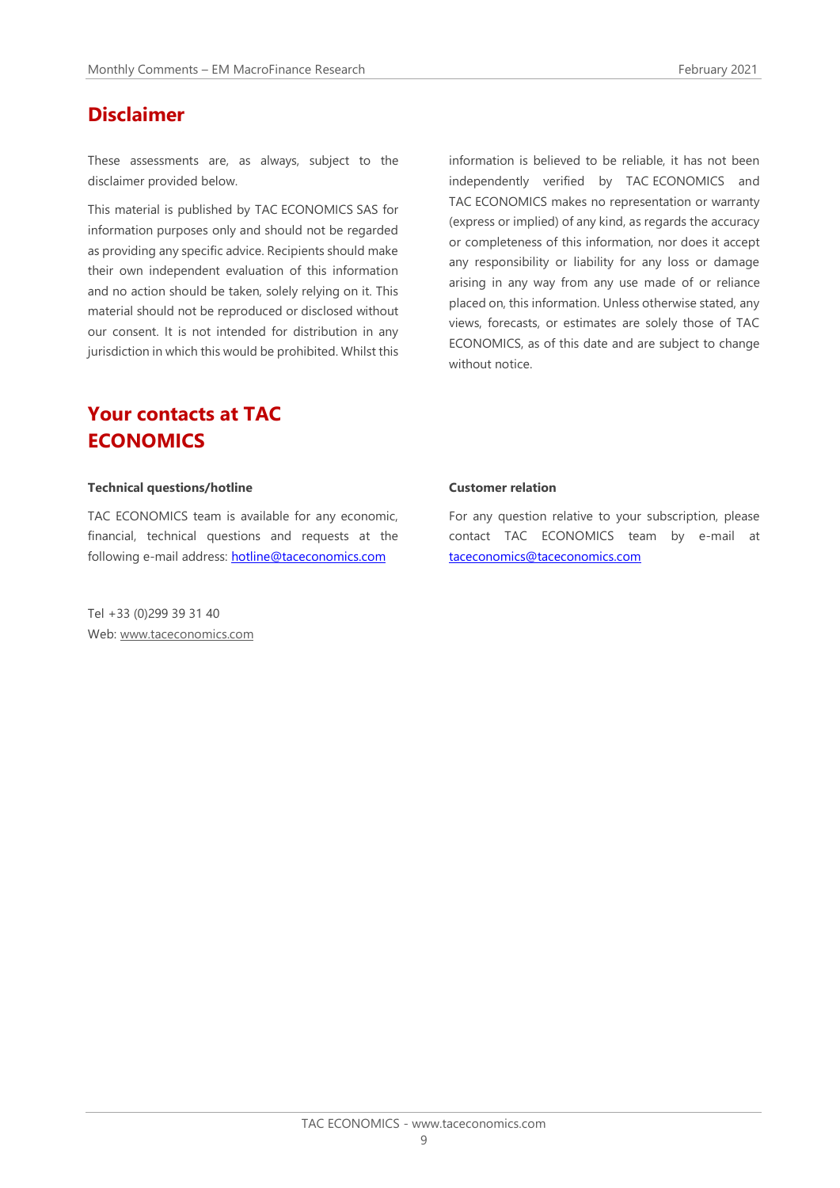## Disclaimer

These assessments are, as always, subject to the disclaimer provided below.

This material is published by TAC ECONOMICS SAS for information purposes only and should not be regarded as providing any specific advice. Recipients should make their own independent evaluation of this information and no action should be taken, solely relying on it. This material should not be reproduced or disclosed without our consent. It is not intended for distribution in any jurisdiction in which this would be prohibited. Whilst this information is believed to be reliable, it has not been independently verified by TAC ECONOMICS and TAC ECONOMICS makes no representation or warranty (express or implied) of any kind, as regards the accuracy or completeness of this information, nor does it accept any responsibility or liability for any loss or damage arising in any way from any use made of or reliance placed on, this information. Unless otherwise stated, any views, forecasts, or estimates are solely those of TAC ECONOMICS, as of this date and are subject to change without notice.

## Your contacts at TAC ECONOMICS

**Technical questions/hotline**

TAC ECONOMICS team is available for any economic, financial, technical questions and requests at the following e-mail address: hotline@taceconomics.com

**Customer relation**

For any question relative to your subscription, please contact TAC ECONOMICS team by e-mail at taceconomics@taceconomics.com

Tel +33 (0)299 39 31 40
Web: www.taceconomics.com